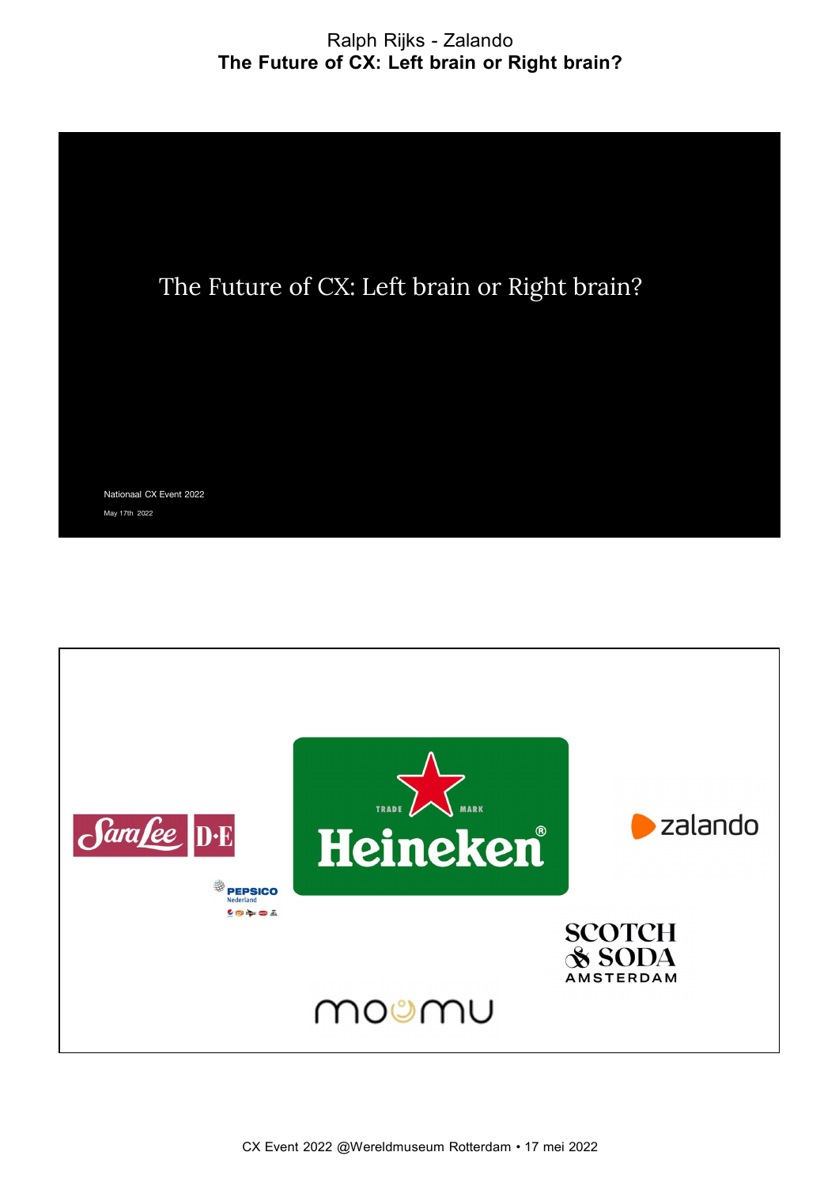Ralph Rijks - Zalando

# The Future of CX: Left brain or Right brain?

The Future of CX: Left brain or Right brain?

Nationaal CX Event 2022

May 17th 2022

Sara Lee D·E

PEPSICO Nederland

TRADE MARK Heineken®

zalando

SCOTCH & SODA AMSTERDAM

moomu

CX Event 2022 @Wereldmuseum Rotterdam • 17 mei 2022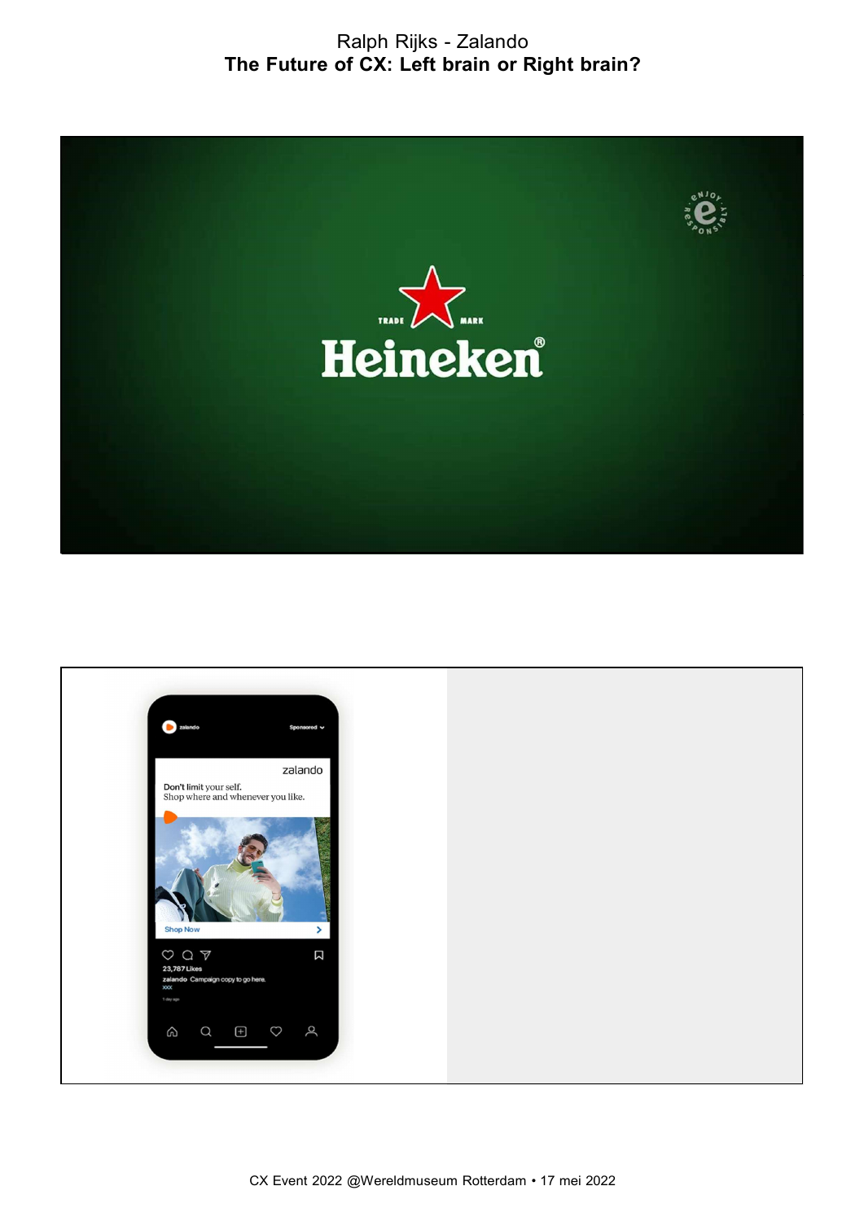Ralph Rijks - Zalando

**The Future of CX: Left brain or Right brain?**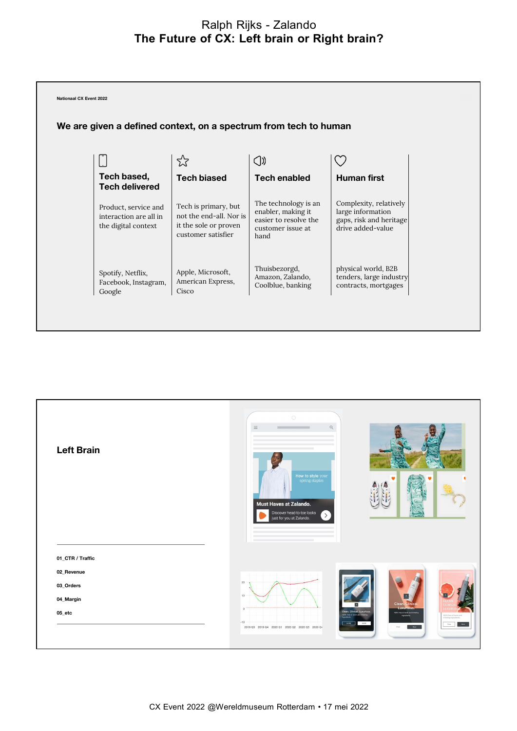# Ralph Rijks - Zalando
## The Future of CX: Left brain or Right brain?

Nationaal CX Event 2022

### We are given a defined context, on a spectrum from tech to human

| Tech based, Tech delivered | Tech biased | Tech enabled | Human first |
|---|---|---|---|
| Product, service and interaction are all in the digital context | Tech is primary, but not the end-all. Nor is it the sole or proven customer satisfier | The technology is an enabler, making it easier to resolve the customer issue at hand | Complexity, relatively large information gaps, risk and heritage drive added-value |
| Spotify, Netflix, Facebook, Instagram, Google | Apple, Microsoft, American Express, Cisco | Thuisbezorgd, Amazon, Zalando, Coolblue, banking | physical world, B2B tenders, large industry contracts, mortgages |

### Left Brain

01_CTR / Traffic

02_Revenue

03_Orders

04_Margin

05_etc

CX Event 2022 @Wereldmuseum Rotterdam • 17 mei 2022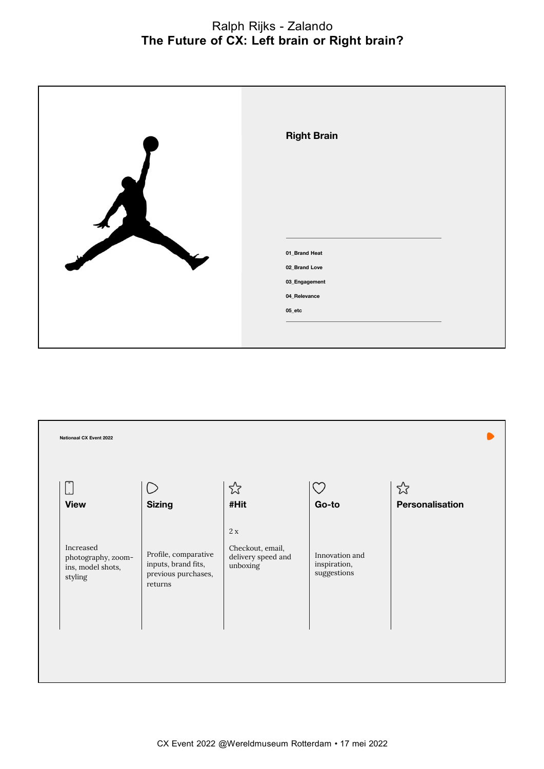Ralph Rijks - Zalando

**The Future of CX: Left brain or Right brain?**

**Right Brain**

01_Brand Heat

02_Brand Love

03_Engagement

04_Relevance

05_etc

Nationaal CX Event 2022

| View | Sizing | #Hit | Go-to | Personalisation |
|---|---|---|---|---|
| | | 2 x | | |
| Increased photography, zoom-ins, model shots, styling | Profile, comparative inputs, brand fits, previous purchases, returns | Checkout, email, delivery speed and unboxing | Innovation and inspiration, suggestions | |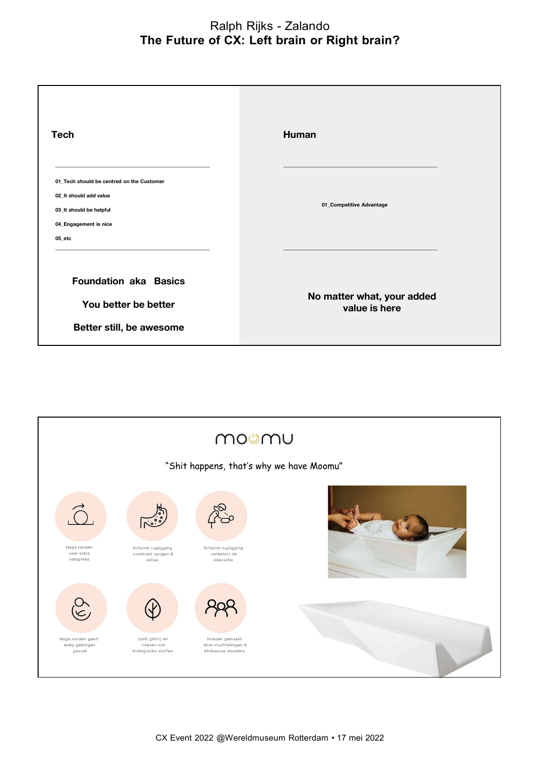Ralph Rijks - Zalando

## The Future of CX: Left brain or Right brain?

**Tech**

01_Tech should be centred on the Customer

02_It should add value

03_It should be helpful

04_Engagement is nice

05_etc

**Foundation aka Basics**

**You better be better**

**Better still, be awesome**

**Human**

01_Competitive Advantage

**No matter what, your added value is here**

moomu

"Shit happens, that's why we have Moomu"

Hoge randen voor extra veiligheid

Schuine rugligging voorkomt spugen & reflux

Schuine rugligging verbetert de interactie

Hoge randen geeft baby geborgen gevoel

100% gifvrij en hoezen van biologische stoffen

Hoezen gemaakt door vluchtelingen & Afrikaanse moeders

CX Event 2022 @Wereldmuseum Rotterdam • 17 mei 2022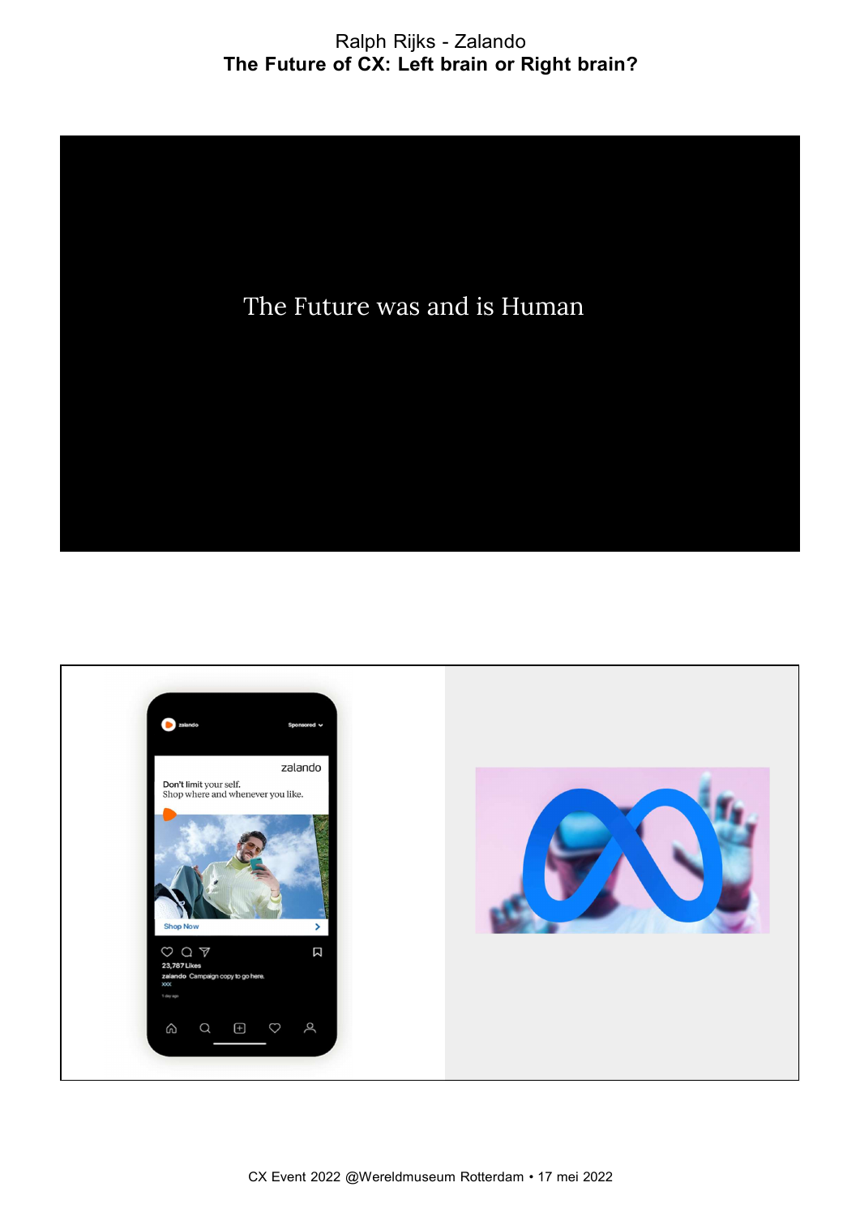The Future was and is Human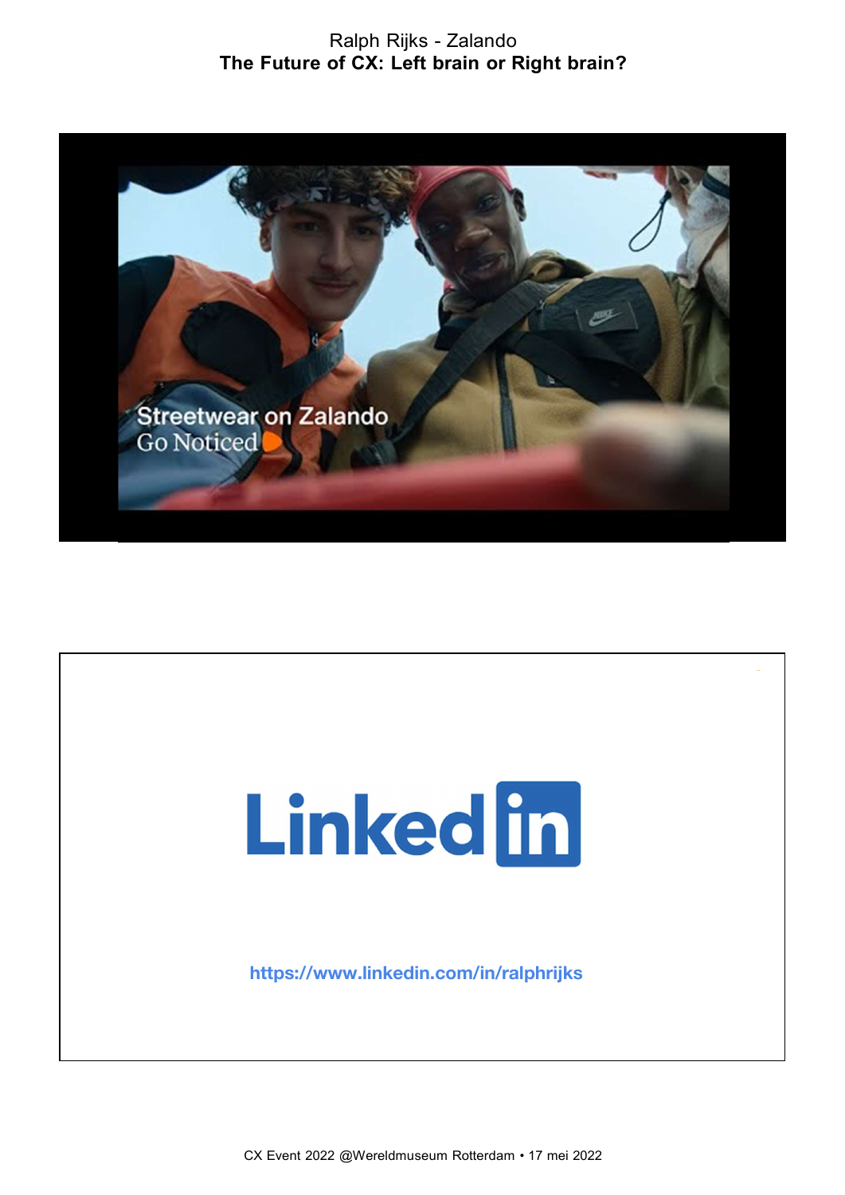Ralph Rijks - Zalando

**The Future of CX: Left brain or Right brain?**

Streetwear on Zalando
Go Noticed

LinkedIn

https://www.linkedin.com/in/ralphrijks

CX Event 2022 @Wereldmuseum Rotterdam • 17 mei 2022